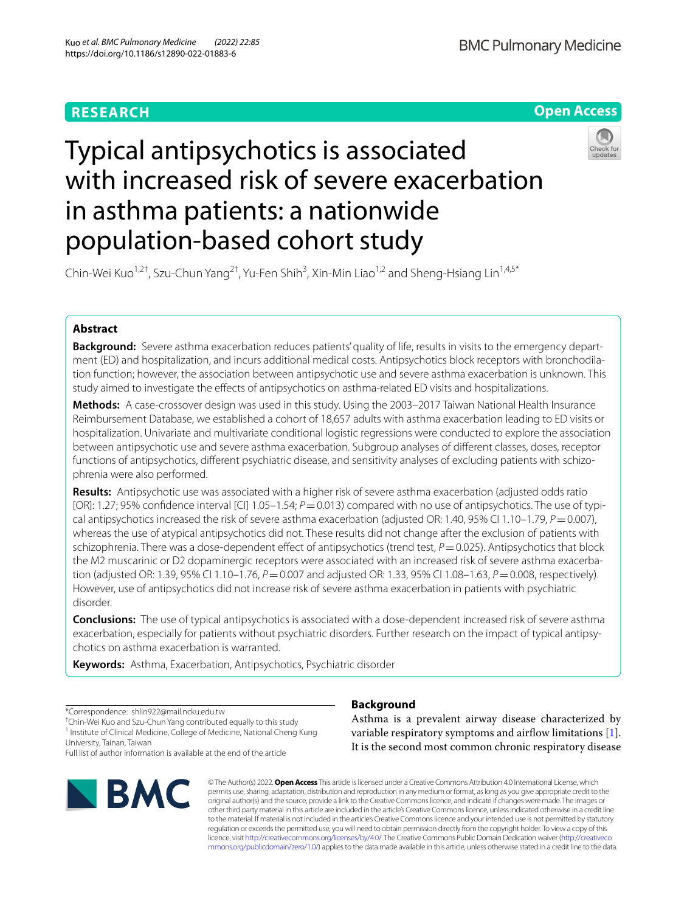RESEARCH

Open Access

# Typical antipsychotics is associated with increased risk of severe exacerbation in asthma patients: a nationwide population-based cohort study

Chin-Wei Kuo[1,2†], Szu-Chun Yang[2†], Yu-Fen Shih[3], Xin-Min Liao[1,2] and Sheng-Hsiang Lin[1,4,5*]

## Abstract

**Background:** Severe asthma exacerbation reduces patients' quality of life, results in visits to the emergency department (ED) and hospitalization, and incurs additional medical costs. Antipsychotics block receptors with bronchodilation function; however, the association between antipsychotic use and severe asthma exacerbation is unknown. This study aimed to investigate the effects of antipsychotics on asthma-related ED visits and hospitalizations.

**Methods:** A case-crossover design was used in this study. Using the 2003–2017 Taiwan National Health Insurance Reimbursement Database, we established a cohort of 18,657 adults with asthma exacerbation leading to ED visits or hospitalization. Univariate and multivariate conditional logistic regressions were conducted to explore the association between antipsychotic use and severe asthma exacerbation. Subgroup analyses of different classes, doses, receptor functions of antipsychotics, different psychiatric disease, and sensitivity analyses of excluding patients with schizophrenia were also performed.

**Results:** Antipsychotic use was associated with a higher risk of severe asthma exacerbation (adjusted odds ratio [OR]: 1.27; 95% confidence interval [CI] 1.05–1.54; $P=0.013$) compared with no use of antipsychotics. The use of typical antipsychotics increased the risk of severe asthma exacerbation (adjusted OR: 1.40, 95% CI 1.10–1.79, $P=0.007$), whereas the use of atypical antipsychotics did not. These results did not change after the exclusion of patients with schizophrenia. There was a dose-dependent effect of antipsychotics (trend test, $P=0.025$). Antipsychotics that block the M2 muscarinic or D2 dopaminergic receptors were associated with an increased risk of severe asthma exacerbation (adjusted OR: 1.39, 95% CI 1.10–1.76, $P=0.007$ and adjusted OR: 1.33, 95% CI 1.08–1.63, $P=0.008$, respectively). However, use of antipsychotics did not increase risk of severe asthma exacerbation in patients with psychiatric disorder.

**Conclusions:** The use of typical antipsychotics is associated with a dose-dependent increased risk of severe asthma exacerbation, especially for patients without psychiatric disorders. Further research on the impact of typical antipsychotics on asthma exacerbation is warranted.

**Keywords:** Asthma, Exacerbation, Antipsychotics, Psychiatric disorder

*Correspondence: shlin922@mail.ncku.edu.tw

†Chin-Wei Kuo and Szu-Chun Yang contributed equally to this study

[1] Institute of Clinical Medicine, College of Medicine, National Cheng Kung University, Tainan, Taiwan

Full list of author information is available at the end of the article

## Background

Asthma is a prevalent airway disease characterized by variable respiratory symptoms and airflow limitations [1]. It is the second most common chronic respiratory disease

© The Author(s) 2022. **Open Access** This article is licensed under a Creative Commons Attribution 4.0 International License, which permits use, sharing, adaptation, distribution and reproduction in any medium or format, as long as you give appropriate credit to the original author(s) and the source, provide a link to the Creative Commons licence, and indicate if changes were made. The images or other third party material in this article are included in the article's Creative Commons licence, unless indicated otherwise in a credit line to the material. If material is not included in the article's Creative Commons licence and your intended use is not permitted by statutory regulation or exceeds the permitted use, you will need to obtain permission directly from the copyright holder. To view a copy of this licence, visit http://creativecommons.org/licenses/by/4.0/. The Creative Commons Public Domain Dedication waiver (http://creativecommons.org/publicdomain/zero/1.0/) applies to the data made available in this article, unless otherwise stated in a credit line to the data.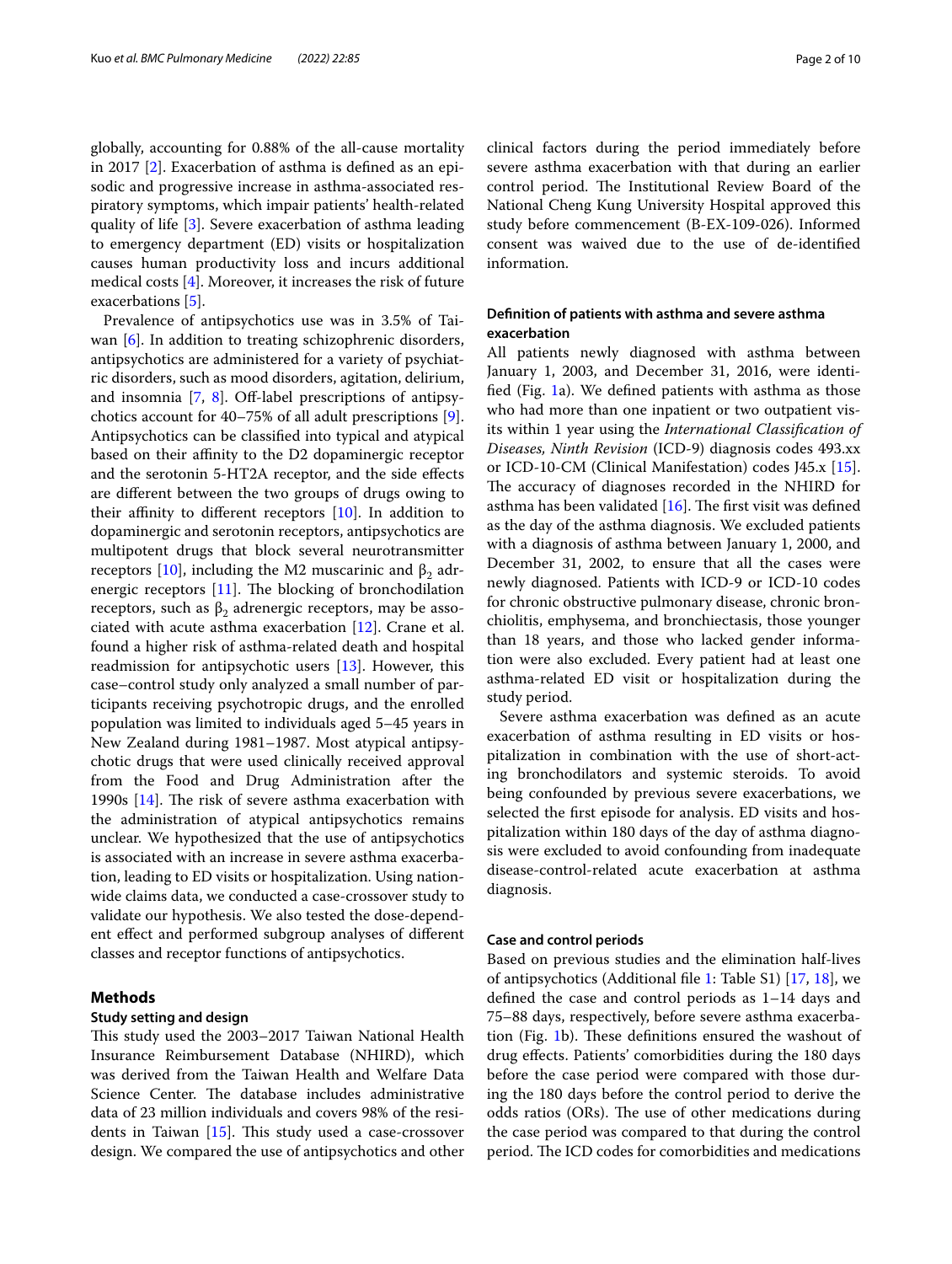globally, accounting for 0.88% of the all-cause mortality in 2017 [2]. Exacerbation of asthma is defined as an episodic and progressive increase in asthma-associated respiratory symptoms, which impair patients' health-related quality of life [3]. Severe exacerbation of asthma leading to emergency department (ED) visits or hospitalization causes human productivity loss and incurs additional medical costs [4]. Moreover, it increases the risk of future exacerbations [5].

Prevalence of antipsychotics use was in 3.5% of Taiwan [6]. In addition to treating schizophrenic disorders, antipsychotics are administered for a variety of psychiatric disorders, such as mood disorders, agitation, delirium, and insomnia [7, 8]. Off-label prescriptions of antipsychotics account for 40–75% of all adult prescriptions [9]. Antipsychotics can be classified into typical and atypical based on their affinity to the D2 dopaminergic receptor and the serotonin 5-HT2A receptor, and the side effects are different between the two groups of drugs owing to their affinity to different receptors [10]. In addition to dopaminergic and serotonin receptors, antipsychotics are multipotent drugs that block several neurotransmitter receptors [10], including the M2 muscarinic and $\beta_2$ adrenergic receptors [11]. The blocking of bronchodilation receptors, such as $\beta_2$ adrenergic receptors, may be associated with acute asthma exacerbation [12]. Crane et al. found a higher risk of asthma-related death and hospital readmission for antipsychotic users [13]. However, this case–control study only analyzed a small number of participants receiving psychotropic drugs, and the enrolled population was limited to individuals aged 5–45 years in New Zealand during 1981–1987. Most atypical antipsychotic drugs that were used clinically received approval from the Food and Drug Administration after the 1990s [14]. The risk of severe asthma exacerbation with the administration of atypical antipsychotics remains unclear. We hypothesized that the use of antipsychotics is associated with an increase in severe asthma exacerbation, leading to ED visits or hospitalization. Using nationwide claims data, we conducted a case-crossover study to validate our hypothesis. We also tested the dose-dependent effect and performed subgroup analyses of different classes and receptor functions of antipsychotics.

## Methods

### Study setting and design

This study used the 2003–2017 Taiwan National Health Insurance Reimbursement Database (NHIRD), which was derived from the Taiwan Health and Welfare Data Science Center. The database includes administrative data of 23 million individuals and covers 98% of the residents in Taiwan [15]. This study used a case-crossover design. We compared the use of antipsychotics and other clinical factors during the period immediately before severe asthma exacerbation with that during an earlier control period. The Institutional Review Board of the National Cheng Kung University Hospital approved this study before commencement (B-EX-109-026). Informed consent was waived due to the use of de-identified information.

### Definition of patients with asthma and severe asthma exacerbation

All patients newly diagnosed with asthma between January 1, 2003, and December 31, 2016, were identified (Fig. 1a). We defined patients with asthma as those who had more than one inpatient or two outpatient visits within 1 year using the *International Classification of Diseases, Ninth Revision* (ICD-9) diagnosis codes 493.xx or ICD-10-CM (Clinical Manifestation) codes J45.x [15]. The accuracy of diagnoses recorded in the NHIRD for asthma has been validated [16]. The first visit was defined as the day of the asthma diagnosis. We excluded patients with a diagnosis of asthma between January 1, 2000, and December 31, 2002, to ensure that all the cases were newly diagnosed. Patients with ICD-9 or ICD-10 codes for chronic obstructive pulmonary disease, chronic bronchiolitis, emphysema, and bronchiectasis, those younger than 18 years, and those who lacked gender information were also excluded. Every patient had at least one asthma-related ED visit or hospitalization during the study period.

Severe asthma exacerbation was defined as an acute exacerbation of asthma resulting in ED visits or hospitalization in combination with the use of short-acting bronchodilators and systemic steroids. To avoid being confounded by previous severe exacerbations, we selected the first episode for analysis. ED visits and hospitalization within 180 days of the day of asthma diagnosis were excluded to avoid confounding from inadequate disease-control-related acute exacerbation at asthma diagnosis.

### Case and control periods

Based on previous studies and the elimination half-lives of antipsychotics (Additional file 1: Table S1) [17, 18], we defined the case and control periods as 1–14 days and 75–88 days, respectively, before severe asthma exacerbation (Fig. 1b). These definitions ensured the washout of drug effects. Patients' comorbidities during the 180 days before the case period were compared with those during the 180 days before the control period to derive the odds ratios (ORs). The use of other medications during the case period was compared to that during the control period. The ICD codes for comorbidities and medications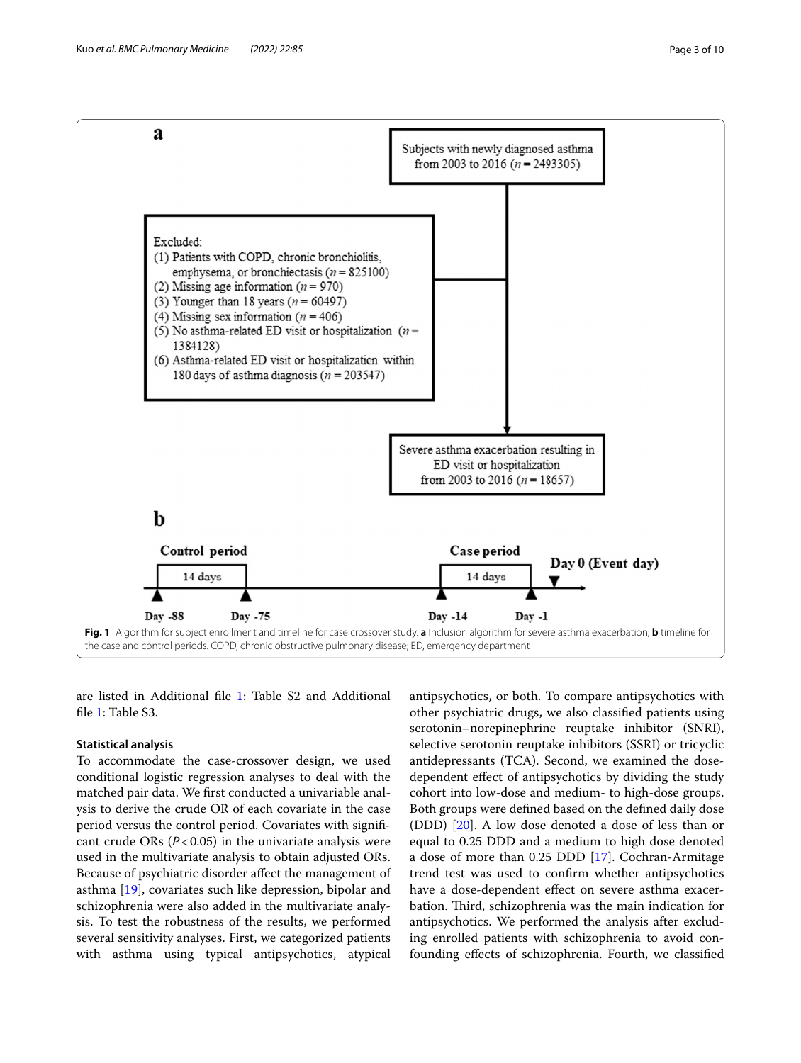**a**

Subjects with newly diagnosed asthma from 2003 to 2016 ($n$ = 2493305)

Excluded:
(1) Patients with COPD, chronic bronchiolitis, emphysema, or bronchiectasis ($n$ = 825100)
(2) Missing age information ($n$ = 970)
(3) Younger than 18 years ($n$ = 60497)
(4) Missing sex information ($n$ = 406)
(5) No asthma-related ED visit or hospitalization ($n$ = 1384128)
(6) Asthma-related ED visit or hospitalization within 180 days of asthma diagnosis ($n$ = 203547)

Severe asthma exacerbation resulting in ED visit or hospitalization from 2003 to 2016 ($n$ = 18657)

**b**

Control period: 14 days (Day -88 to Day -75)

Case period: 14 days (Day -14 to Day -1)

Day 0 (Event day)

**Fig. 1** Algorithm for subject enrollment and timeline for case crossover study. **a** Inclusion algorithm for severe asthma exacerbation; **b** timeline for the case and control periods. COPD, chronic obstructive pulmonary disease; ED, emergency department

are listed in Additional file 1: Table S2 and Additional file 1: Table S3.

### Statistical analysis

To accommodate the case-crossover design, we used conditional logistic regression analyses to deal with the matched pair data. We first conducted a univariable analysis to derive the crude OR of each covariate in the case period versus the control period. Covariates with significant crude ORs ($P < 0.05$) in the univariate analysis were used in the multivariate analysis to obtain adjusted ORs. Because of psychiatric disorder affect the management of asthma [19], covariates such like depression, bipolar and schizophrenia were also added in the multivariate analysis. To test the robustness of the results, we performed several sensitivity analyses. First, we categorized patients with asthma using typical antipsychotics, atypical antipsychotics, or both. To compare antipsychotics with other psychiatric drugs, we also classified patients using serotonin–norepinephrine reuptake inhibitor (SNRI), selective serotonin reuptake inhibitors (SSRI) or tricyclic antidepressants (TCA). Second, we examined the dose-dependent effect of antipsychotics by dividing the study cohort into low-dose and medium- to high-dose groups. Both groups were defined based on the defined daily dose (DDD) [20]. A low dose denoted a dose of less than or equal to 0.25 DDD and a medium to high dose denoted a dose of more than 0.25 DDD [17]. Cochran-Armitage trend test was used to confirm whether antipsychotics have a dose-dependent effect on severe asthma exacerbation. Third, schizophrenia was the main indication for antipsychotics. We performed the analysis after excluding enrolled patients with schizophrenia to avoid confounding effects of schizophrenia. Fourth, we classified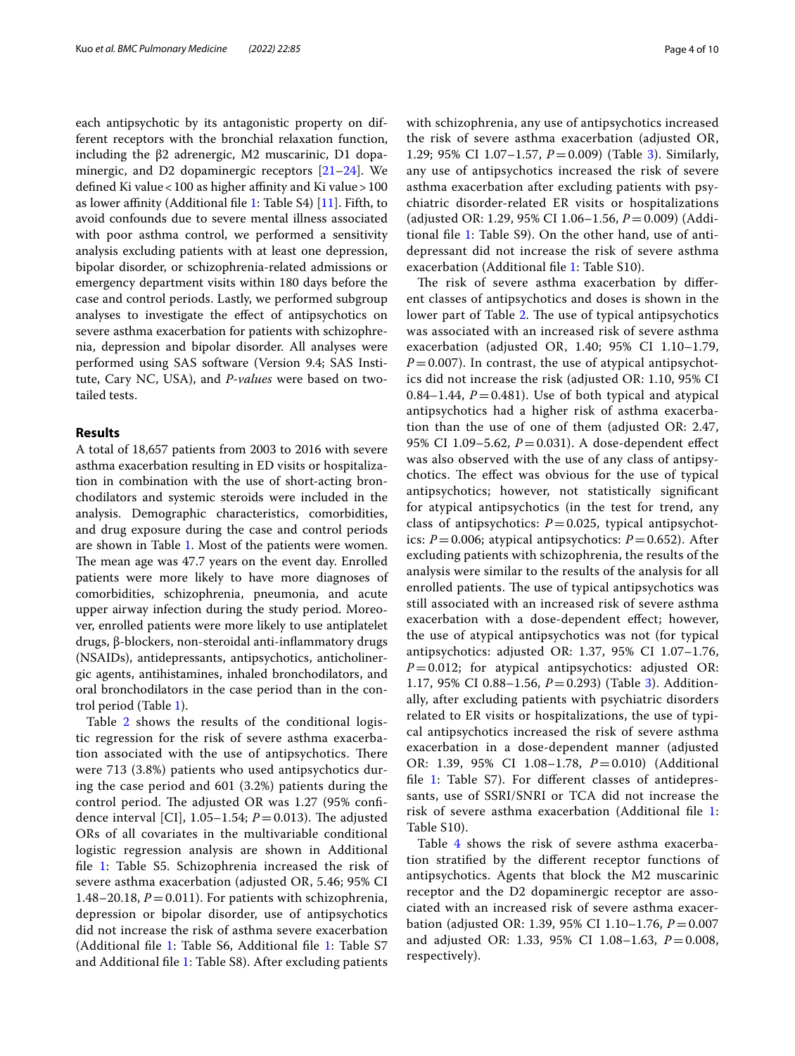each antipsychotic by its antagonistic property on different receptors with the bronchial relaxation function, including the β2 adrenergic, M2 muscarinic, D1 dopaminergic, and D2 dopaminergic receptors [21–24]. We defined Ki value < 100 as higher affinity and Ki value > 100 as lower affinity (Additional file 1: Table S4) [11]. Fifth, to avoid confounds due to severe mental illness associated with poor asthma control, we performed a sensitivity analysis excluding patients with at least one depression, bipolar disorder, or schizophrenia-related admissions or emergency department visits within 180 days before the case and control periods. Lastly, we performed subgroup analyses to investigate the effect of antipsychotics on severe asthma exacerbation for patients with schizophrenia, depression and bipolar disorder. All analyses were performed using SAS software (Version 9.4; SAS Institute, Cary NC, USA), and *P-values* were based on two-tailed tests.

## Results

A total of 18,657 patients from 2003 to 2016 with severe asthma exacerbation resulting in ED visits or hospitalization in combination with the use of short-acting bronchodilators and systemic steroids were included in the analysis. Demographic characteristics, comorbidities, and drug exposure during the case and control periods are shown in Table 1. Most of the patients were women. The mean age was 47.7 years on the event day. Enrolled patients were more likely to have more diagnoses of comorbidities, schizophrenia, pneumonia, and acute upper airway infection during the study period. Moreover, enrolled patients were more likely to use antiplatelet drugs, β-blockers, non-steroidal anti-inflammatory drugs (NSAIDs), antidepressants, antipsychotics, anticholinergic agents, antihistamines, inhaled bronchodilators, and oral bronchodilators in the case period than in the control period (Table 1).

Table 2 shows the results of the conditional logistic regression for the risk of severe asthma exacerbation associated with the use of antipsychotics. There were 713 (3.8%) patients who used antipsychotics during the case period and 601 (3.2%) patients during the control period. The adjusted OR was 1.27 (95% confidence interval [CI], 1.05–1.54; $P = 0.013$). The adjusted ORs of all covariates in the multivariable conditional logistic regression analysis are shown in Additional file 1: Table S5. Schizophrenia increased the risk of severe asthma exacerbation (adjusted OR, 5.46; 95% CI 1.48–20.18, $P = 0.011$). For patients with schizophrenia, depression or bipolar disorder, use of antipsychotics did not increase the risk of asthma severe exacerbation (Additional file 1: Table S6, Additional file 1: Table S7 and Additional file 1: Table S8). After excluding patients with schizophrenia, any use of antipsychotics increased the risk of severe asthma exacerbation (adjusted OR, 1.29; 95% CI 1.07–1.57, $P = 0.009$) (Table 3). Similarly, any use of antipsychotics increased the risk of severe asthma exacerbation after excluding patients with psychiatric disorder-related ER visits or hospitalizations (adjusted OR: 1.29, 95% CI 1.06–1.56, $P = 0.009$) (Additional file 1: Table S9). On the other hand, use of antidepressant did not increase the risk of severe asthma exacerbation (Additional file 1: Table S10).

The risk of severe asthma exacerbation by different classes of antipsychotics and doses is shown in the lower part of Table 2. The use of typical antipsychotics was associated with an increased risk of severe asthma exacerbation (adjusted OR, 1.40; 95% CI 1.10–1.79, $P = 0.007$). In contrast, the use of atypical antipsychotics did not increase the risk (adjusted OR: 1.10, 95% CI 0.84–1.44, $P = 0.481$). Use of both typical and atypical antipsychotics had a higher risk of asthma exacerbation than the use of one of them (adjusted OR: 2.47, 95% CI 1.09–5.62, $P = 0.031$). A dose-dependent effect was also observed with the use of any class of antipsychotics. The effect was obvious for the use of typical antipsychotics; however, not statistically significant for atypical antipsychotics (in the test for trend, any class of antipsychotics: $P = 0.025$, typical antipsychotics: $P = 0.006$; atypical antipsychotics: $P = 0.652$). After excluding patients with schizophrenia, the results of the analysis were similar to the results of the analysis for all enrolled patients. The use of typical antipsychotics was still associated with an increased risk of severe asthma exacerbation with a dose-dependent effect; however, the use of atypical antipsychotics was not (for typical antipsychotics: adjusted OR: 1.37, 95% CI 1.07–1.76, $P = 0.012$; for atypical antipsychotics: adjusted OR: 1.17, 95% CI 0.88–1.56, $P = 0.293$) (Table 3). Additionally, after excluding patients with psychiatric disorders related to ER visits or hospitalizations, the use of typical antipsychotics increased the risk of severe asthma exacerbation in a dose-dependent manner (adjusted OR: 1.39, 95% CI 1.08–1.78, $P = 0.010$) (Additional file 1: Table S7). For different classes of antidepressants, use of SSRI/SNRI or TCA did not increase the risk of severe asthma exacerbation (Additional file 1: Table S10).

Table 4 shows the risk of severe asthma exacerbation stratified by the different receptor functions of antipsychotics. Agents that block the M2 muscarinic receptor and the D2 dopaminergic receptor are associated with an increased risk of severe asthma exacerbation (adjusted OR: 1.39, 95% CI 1.10–1.76, $P = 0.007$ and adjusted OR: 1.33, 95% CI 1.08–1.63, $P = 0.008$, respectively).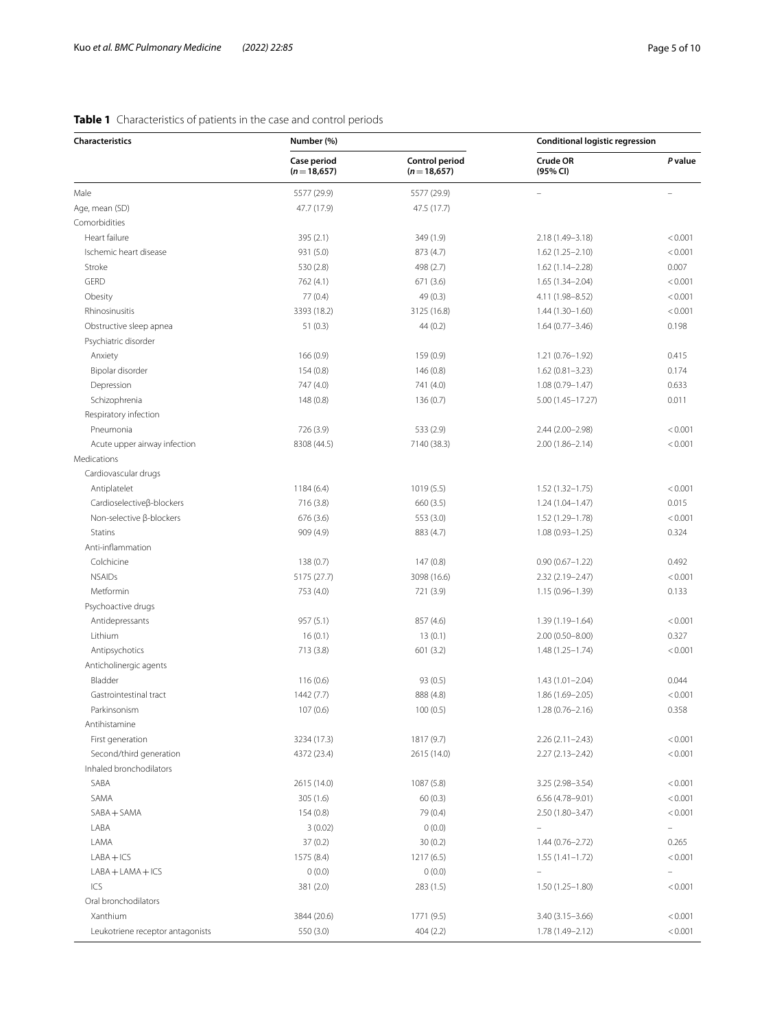**Table 1** Characteristics of patients in the case and control periods

| Characteristics | Number (%) | | Conditional logistic regression | |
|---|---|---|---|---|
| | Case period (*n* = 18,657) | Control period (*n* = 18,657) | Crude OR (95% CI) | *P* value |
| Male | 5577 (29.9) | 5577 (29.9) | – | – |
| Age, mean (SD) | 47.7 (17.9) | 47.5 (17.7) | | |
| Comorbidities | | | | |
| Heart failure | 395 (2.1) | 349 (1.9) | 2.18 (1.49–3.18) | < 0.001 |
| Ischemic heart disease | 931 (5.0) | 873 (4.7) | 1.62 (1.25–2.10) | < 0.001 |
| Stroke | 530 (2.8) | 498 (2.7) | 1.62 (1.14–2.28) | 0.007 |
| GERD | 762 (4.1) | 671 (3.6) | 1.65 (1.34–2.04) | < 0.001 |
| Obesity | 77 (0.4) | 49 (0.3) | 4.11 (1.98–8.52) | < 0.001 |
| Rhinosinusitis | 3393 (18.2) | 3125 (16.8) | 1.44 (1.30–1.60) | < 0.001 |
| Obstructive sleep apnea | 51 (0.3) | 44 (0.2) | 1.64 (0.77–3.46) | 0.198 |
| Psychiatric disorder | | | | |
| Anxiety | 166 (0.9) | 159 (0.9) | 1.21 (0.76–1.92) | 0.415 |
| Bipolar disorder | 154 (0.8) | 146 (0.8) | 1.62 (0.81–3.23) | 0.174 |
| Depression | 747 (4.0) | 741 (4.0) | 1.08 (0.79–1.47) | 0.633 |
| Schizophrenia | 148 (0.8) | 136 (0.7) | 5.00 (1.45–17.27) | 0.011 |
| Respiratory infection | | | | |
| Pneumonia | 726 (3.9) | 533 (2.9) | 2.44 (2.00–2.98) | < 0.001 |
| Acute upper airway infection | 8308 (44.5) | 7140 (38.3) | 2.00 (1.86–2.14) | < 0.001 |
| Medications | | | | |
| Cardiovascular drugs | | | | |
| Antiplatelet | 1184 (6.4) | 1019 (5.5) | 1.52 (1.32–1.75) | < 0.001 |
| Cardioselectiveβ-blockers | 716 (3.8) | 660 (3.5) | 1.24 (1.04–1.47) | 0.015 |
| Non-selective β-blockers | 676 (3.6) | 553 (3.0) | 1.52 (1.29–1.78) | < 0.001 |
| Statins | 909 (4.9) | 883 (4.7) | 1.08 (0.93–1.25) | 0.324 |
| Anti-inflammation | | | | |
| Colchicine | 138 (0.7) | 147 (0.8) | 0.90 (0.67–1.22) | 0.492 |
| NSAIDs | 5175 (27.7) | 3098 (16.6) | 2.32 (2.19–2.47) | < 0.001 |
| Metformin | 753 (4.0) | 721 (3.9) | 1.15 (0.96–1.39) | 0.133 |
| Psychoactive drugs | | | | |
| Antidepressants | 957 (5.1) | 857 (4.6) | 1.39 (1.19–1.64) | < 0.001 |
| Lithium | 16 (0.1) | 13 (0.1) | 2.00 (0.50–8.00) | 0.327 |
| Antipsychotics | 713 (3.8) | 601 (3.2) | 1.48 (1.25–1.74) | < 0.001 |
| Anticholinergic agents | | | | |
| Bladder | 116 (0.6) | 93 (0.5) | 1.43 (1.01–2.04) | 0.044 |
| Gastrointestinal tract | 1442 (7.7) | 888 (4.8) | 1.86 (1.69–2.05) | < 0.001 |
| Parkinsonism | 107 (0.6) | 100 (0.5) | 1.28 (0.76–2.16) | 0.358 |
| Antihistamine | | | | |
| First generation | 3234 (17.3) | 1817 (9.7) | 2.26 (2.11–2.43) | < 0.001 |
| Second/third generation | 4372 (23.4) | 2615 (14.0) | 2.27 (2.13–2.42) | < 0.001 |
| Inhaled bronchodilators | | | | |
| SABA | 2615 (14.0) | 1087 (5.8) | 3.25 (2.98–3.54) | < 0.001 |
| SAMA | 305 (1.6) | 60 (0.3) | 6.56 (4.78–9.01) | < 0.001 |
| SABA + SAMA | 154 (0.8) | 79 (0.4) | 2.50 (1.80–3.47) | < 0.001 |
| LABA | 3 (0.02) | 0 (0.0) | – | – |
| LAMA | 37 (0.2) | 30 (0.2) | 1.44 (0.76–2.72) | 0.265 |
| LABA + ICS | 1575 (8.4) | 1217 (6.5) | 1.55 (1.41–1.72) | < 0.001 |
| LABA + LAMA + ICS | 0 (0.0) | 0 (0.0) | – | – |
| ICS | 381 (2.0) | 283 (1.5) | 1.50 (1.25–1.80) | < 0.001 |
| Oral bronchodilators | | | | |
| Xanthium | 3844 (20.6) | 1771 (9.5) | 3.40 (3.15–3.66) | < 0.001 |
| Leukotriene receptor antagonists | 550 (3.0) | 404 (2.2) | 1.78 (1.49–2.12) | < 0.001 |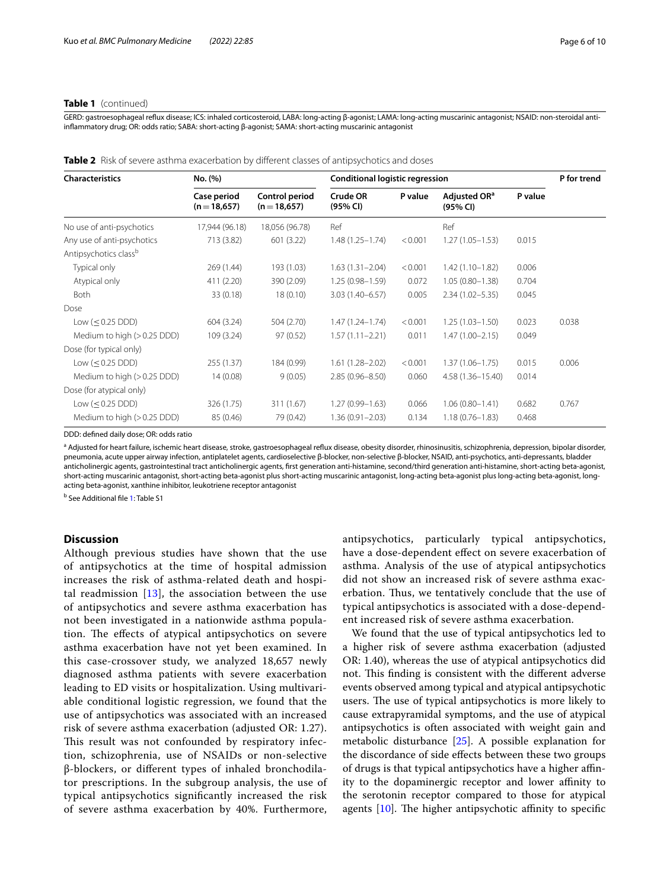**Table 1** (continued)

GERD: gastroesophageal reflux disease; ICS: inhaled corticosteroid, LABA: long-acting β-agonist; LAMA: long-acting muscarinic antagonist; NSAID: non-steroidal anti-inflammatory drug; OR: odds ratio; SABA: short-acting β-agonist; SAMA: short-acting muscarinic antagonist

**Table 2** Risk of severe asthma exacerbation by different classes of antipsychotics and doses

| Characteristics | No. (%) | | Conditional logistic regression | | | | P for trend |
|---|---|---|---|---|---|---|---|
| | Case period (n = 18,657) | Control period (n = 18,657) | Crude OR (95% CI) | P value | Adjusted OR[a] (95% CI) | P value | |
| No use of anti-psychotics | 17,944 (96.18) | 18,056 (96.78) | Ref | | Ref | | |
| Any use of anti-psychotics | 713 (3.82) | 601 (3.22) | 1.48 (1.25–1.74) | < 0.001 | 1.27 (1.05–1.53) | 0.015 | |
| Antipsychotics class[b] | | | | | | | |
| Typical only | 269 (1.44) | 193 (1.03) | 1.63 (1.31–2.04) | < 0.001 | 1.42 (1.10–1.82) | 0.006 | |
| Atypical only | 411 (2.20) | 390 (2.09) | 1.25 (0.98–1.59) | 0.072 | 1.05 (0.80–1.38) | 0.704 | |
| Both | 33 (0.18) | 18 (0.10) | 3.03 (1.40–6.57) | 0.005 | 2.34 (1.02–5.35) | 0.045 | |
| Dose | | | | | | | |
| Low (≤ 0.25 DDD) | 604 (3.24) | 504 (2.70) | 1.47 (1.24–1.74) | < 0.001 | 1.25 (1.03–1.50) | 0.023 | 0.038 |
| Medium to high (> 0.25 DDD) | 109 (3.24) | 97 (0.52) | 1.57 (1.11–2.21) | 0.011 | 1.47 (1.00–2.15) | 0.049 | |
| Dose (for typical only) | | | | | | | |
| Low (≤ 0.25 DDD) | 255 (1.37) | 184 (0.99) | 1.61 (1.28–2.02) | < 0.001 | 1.37 (1.06–1.75) | 0.015 | 0.006 |
| Medium to high (> 0.25 DDD) | 14 (0.08) | 9 (0.05) | 2.85 (0.96–8.50) | 0.060 | 4.58 (1.36–15.40) | 0.014 | |
| Dose (for atypical only) | | | | | | | |
| Low (≤ 0.25 DDD) | 326 (1.75) | 311 (1.67) | 1.27 (0.99–1.63) | 0.066 | 1.06 (0.80–1.41) | 0.682 | 0.767 |
| Medium to high (> 0.25 DDD) | 85 (0.46) | 79 (0.42) | 1.36 (0.91–2.03) | 0.134 | 1.18 (0.76–1.83) | 0.468 | |

DDD: defined daily dose; OR: odds ratio

[a] Adjusted for heart failure, ischemic heart disease, stroke, gastroesophageal reflux disease, obesity disorder, rhinosinusitis, schizophrenia, depression, bipolar disorder, pneumonia, acute upper airway infection, antiplatelet agents, cardioselective β-blocker, non-selective β-blocker, NSAID, anti-psychotics, anti-depressants, bladder anticholinergic agents, gastrointestinal tract anticholinergic agents, first generation anti-histamine, second/third generation anti-histamine, short-acting beta-agonist, short-acting muscarinic antagonist, short-acting beta-agonist plus short-acting muscarinic antagonist, long-acting beta-agonist plus long-acting beta-agonist, long-acting beta-agonist, xanthine inhibitor, leukotriene receptor antagonist

[b] See Additional file 1: Table S1

## Discussion

Although previous studies have shown that the use of antipsychotics at the time of hospital admission increases the risk of asthma-related death and hospital readmission [13], the association between the use of antipsychotics and severe asthma exacerbation has not been investigated in a nationwide asthma population. The effects of atypical antipsychotics on severe asthma exacerbation have not yet been examined. In this case-crossover study, we analyzed 18,657 newly diagnosed asthma patients with severe exacerbation leading to ED visits or hospitalization. Using multivariable conditional logistic regression, we found that the use of antipsychotics was associated with an increased risk of severe asthma exacerbation (adjusted OR: 1.27). This result was not confounded by respiratory infection, schizophrenia, use of NSAIDs or non-selective β-blockers, or different types of inhaled bronchodilator prescriptions. In the subgroup analysis, the use of typical antipsychotics significantly increased the risk of severe asthma exacerbation by 40%. Furthermore, antipsychotics, particularly typical antipsychotics, have a dose-dependent effect on severe exacerbation of asthma. Analysis of the use of atypical antipsychotics did not show an increased risk of severe asthma exacerbation. Thus, we tentatively conclude that the use of typical antipsychotics is associated with a dose-dependent increased risk of severe asthma exacerbation.

We found that the use of typical antipsychotics led to a higher risk of severe asthma exacerbation (adjusted OR: 1.40), whereas the use of atypical antipsychotics did not. This finding is consistent with the different adverse events observed among typical and atypical antipsychotic users. The use of typical antipsychotics is more likely to cause extrapyramidal symptoms, and the use of atypical antipsychotics is often associated with weight gain and metabolic disturbance [25]. A possible explanation for the discordance of side effects between these two groups of drugs is that typical antipsychotics have a higher affinity to the dopaminergic receptor and lower affinity to the serotonin receptor compared to those for atypical agents [10]. The higher antipsychotic affinity to specific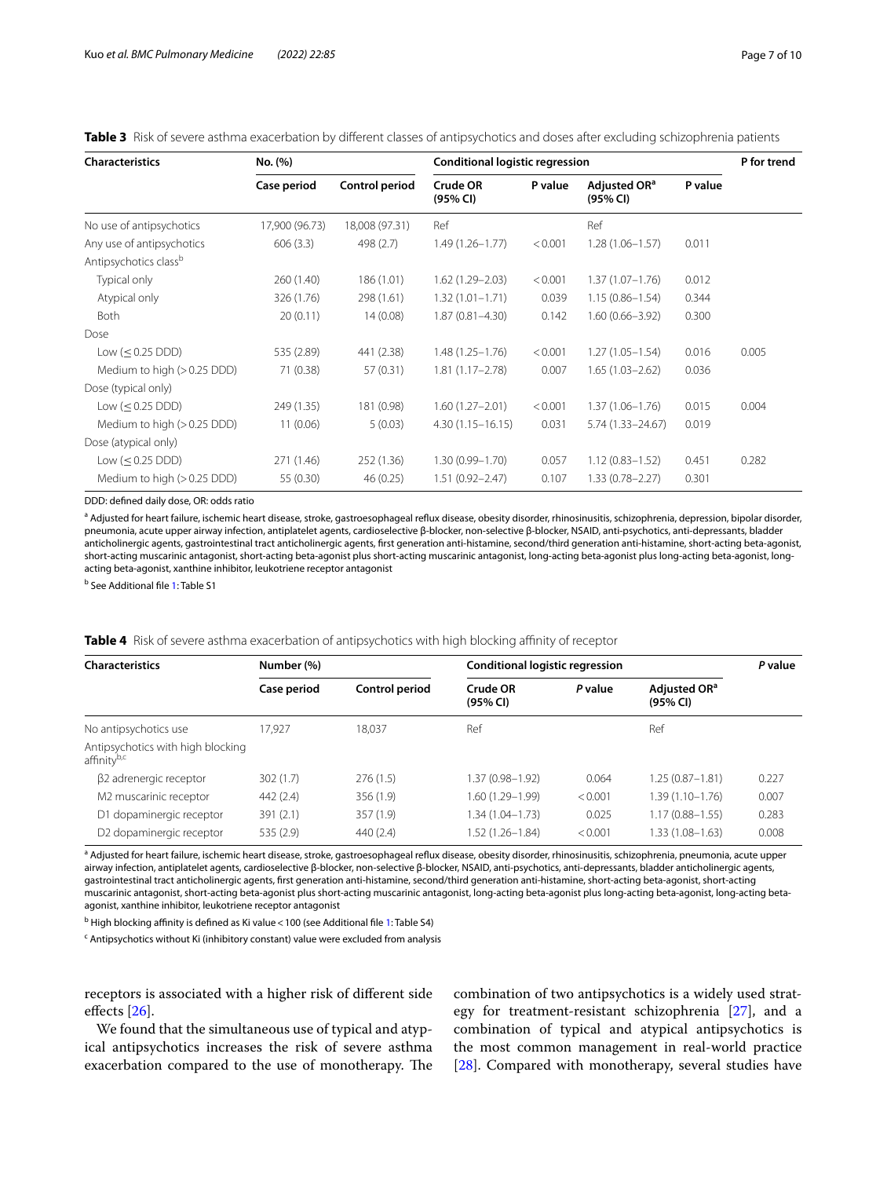**Table 3** Risk of severe asthma exacerbation by different classes of antipsychotics and doses after excluding schizophrenia patients

| Characteristics | No. (%) | | Conditional logistic regression | | | | P for trend |
|---|---|---|---|---|---|---|---|
| | Case period | Control period | Crude OR (95% CI) | P value | Adjusted OR[a] (95% CI) | P value | |
| No use of antipsychotics | 17,900 (96.73) | 18,008 (97.31) | Ref | | Ref | | |
| Any use of antipsychotics | 606 (3.3) | 498 (2.7) | 1.49 (1.26–1.77) | < 0.001 | 1.28 (1.06–1.57) | 0.011 | |
| Antipsychotics class[b] | | | | | | | |
| Typical only | 260 (1.40) | 186 (1.01) | 1.62 (1.29–2.03) | < 0.001 | 1.37 (1.07–1.76) | 0.012 | |
| Atypical only | 326 (1.76) | 298 (1.61) | 1.32 (1.01–1.71) | 0.039 | 1.15 (0.86–1.54) | 0.344 | |
| Both | 20 (0.11) | 14 (0.08) | 1.87 (0.81–4.30) | 0.142 | 1.60 (0.66–3.92) | 0.300 | |
| Dose | | | | | | | |
| Low (≤ 0.25 DDD) | 535 (2.89) | 441 (2.38) | 1.48 (1.25–1.76) | < 0.001 | 1.27 (1.05–1.54) | 0.016 | 0.005 |
| Medium to high (> 0.25 DDD) | 71 (0.38) | 57 (0.31) | 1.81 (1.17–2.78) | 0.007 | 1.65 (1.03–2.62) | 0.036 | |
| Dose (typical only) | | | | | | | |
| Low (≤ 0.25 DDD) | 249 (1.35) | 181 (0.98) | 1.60 (1.27–2.01) | < 0.001 | 1.37 (1.06–1.76) | 0.015 | 0.004 |
| Medium to high (> 0.25 DDD) | 11 (0.06) | 5 (0.03) | 4.30 (1.15–16.15) | 0.031 | 5.74 (1.33–24.67) | 0.019 | |
| Dose (atypical only) | | | | | | | |
| Low (≤ 0.25 DDD) | 271 (1.46) | 252 (1.36) | 1.30 (0.99–1.70) | 0.057 | 1.12 (0.83–1.52) | 0.451 | 0.282 |
| Medium to high (> 0.25 DDD) | 55 (0.30) | 46 (0.25) | 1.51 (0.92–2.47) | 0.107 | 1.33 (0.78–2.27) | 0.301 | |

DDD: defined daily dose, OR: odds ratio

[a] Adjusted for heart failure, ischemic heart disease, stroke, gastroesophageal reflux disease, obesity disorder, rhinosinusitis, schizophrenia, depression, bipolar disorder, pneumonia, acute upper airway infection, antiplatelet agents, cardioselective β-blocker, non-selective β-blocker, NSAID, anti-psychotics, anti-depressants, bladder anticholinergic agents, gastrointestinal tract anticholinergic agents, first generation anti-histamine, second/third generation anti-histamine, short-acting beta-agonist, short-acting muscarinic antagonist, short-acting beta-agonist plus short-acting muscarinic antagonist, long-acting beta-agonist plus long-acting beta-agonist, long-acting beta-agonist, xanthine inhibitor, leukotriene receptor antagonist

[b] See Additional file 1: Table S1

**Table 4** Risk of severe asthma exacerbation of antipsychotics with high blocking affinity of receptor

| Characteristics | Number (%) | | Conditional logistic regression | | | *P* value |
|---|---|---|---|---|---|---|
| | Case period | Control period | Crude OR (95% CI) | *P* value | Adjusted OR[a] (95% CI) | |
| No antipsychotics use | 17,927 | 18,037 | Ref | | Ref | |
| Antipsychotics with high blocking affinity[b,c] | | | | | | |
| β2 adrenergic receptor | 302 (1.7) | 276 (1.5) | 1.37 (0.98–1.92) | 0.064 | 1.25 (0.87–1.81) | 0.227 |
| M2 muscarinic receptor | 442 (2.4) | 356 (1.9) | 1.60 (1.29–1.99) | < 0.001 | 1.39 (1.10–1.76) | 0.007 |
| D1 dopaminergic receptor | 391 (2.1) | 357 (1.9) | 1.34 (1.04–1.73) | 0.025 | 1.17 (0.88–1.55) | 0.283 |
| D2 dopaminergic receptor | 535 (2.9) | 440 (2.4) | 1.52 (1.26–1.84) | < 0.001 | 1.33 (1.08–1.63) | 0.008 |

[a] Adjusted for heart failure, ischemic heart disease, stroke, gastroesophageal reflux disease, obesity disorder, rhinosinusitis, schizophrenia, pneumonia, acute upper airway infection, antiplatelet agents, cardioselective β-blocker, non-selective β-blocker, NSAID, anti-psychotics, anti-depressants, bladder anticholinergic agents, gastrointestinal tract anticholinergic agents, first generation anti-histamine, second/third generation anti-histamine, short-acting beta-agonist, short-acting muscarinic antagonist, short-acting beta-agonist plus short-acting muscarinic antagonist, long-acting beta-agonist plus long-acting beta-agonist, long-acting beta-agonist, xanthine inhibitor, leukotriene receptor antagonist

[b] High blocking affinity is defined as Ki value < 100 (see Additional file 1: Table S4)

[c] Antipsychotics without Ki (inhibitory constant) value were excluded from analysis

receptors is associated with a higher risk of different side effects [26].

We found that the simultaneous use of typical and atypical antipsychotics increases the risk of severe asthma exacerbation compared to the use of monotherapy. The combination of two antipsychotics is a widely used strategy for treatment-resistant schizophrenia [27], and a combination of typical and atypical antipsychotics is the most common management in real-world practice [28]. Compared with monotherapy, several studies have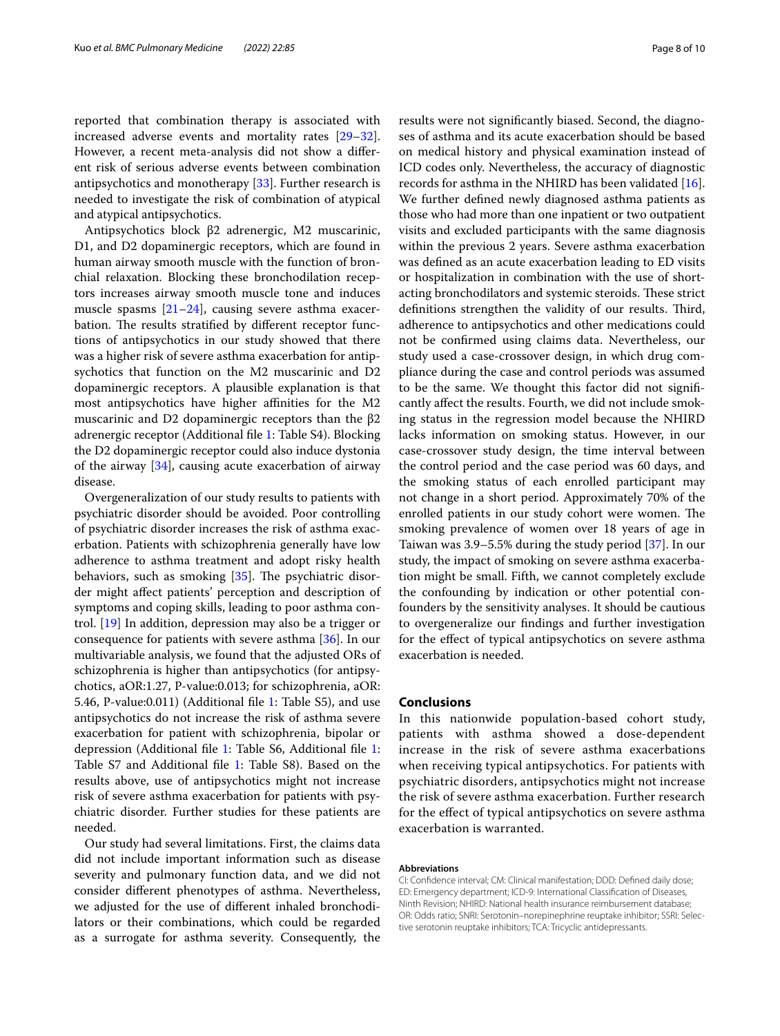reported that combination therapy is associated with increased adverse events and mortality rates [29–32]. However, a recent meta-analysis did not show a different risk of serious adverse events between combination antipsychotics and monotherapy [33]. Further research is needed to investigate the risk of combination of atypical and atypical antipsychotics.

Antipsychotics block β2 adrenergic, M2 muscarinic, D1, and D2 dopaminergic receptors, which are found in human airway smooth muscle with the function of bronchial relaxation. Blocking these bronchodilation receptors increases airway smooth muscle tone and induces muscle spasms [21–24], causing severe asthma exacerbation. The results stratified by different receptor functions of antipsychotics in our study showed that there was a higher risk of severe asthma exacerbation for antipsychotics that function on the M2 muscarinic and D2 dopaminergic receptors. A plausible explanation is that most antipsychotics have higher affinities for the M2 muscarinic and D2 dopaminergic receptors than the β2 adrenergic receptor (Additional file 1: Table S4). Blocking the D2 dopaminergic receptor could also induce dystonia of the airway [34], causing acute exacerbation of airway disease.

Overgeneralization of our study results to patients with psychiatric disorder should be avoided. Poor controlling of psychiatric disorder increases the risk of asthma exacerbation. Patients with schizophrenia generally have low adherence to asthma treatment and adopt risky health behaviors, such as smoking [35]. The psychiatric disorder might affect patients' perception and description of symptoms and coping skills, leading to poor asthma control. [19] In addition, depression may also be a trigger or consequence for patients with severe asthma [36]. In our multivariable analysis, we found that the adjusted ORs of schizophrenia is higher than antipsychotics (for antipsychotics, aOR:1.27, P-value:0.013; for schizophrenia, aOR: 5.46, P-value:0.011) (Additional file 1: Table S5), and use antipsychotics do not increase the risk of asthma severe exacerbation for patient with schizophrenia, bipolar or depression (Additional file 1: Table S6, Additional file 1: Table S7 and Additional file 1: Table S8). Based on the results above, use of antipsychotics might not increase risk of severe asthma exacerbation for patients with psychiatric disorder. Further studies for these patients are needed.

Our study had several limitations. First, the claims data did not include important information such as disease severity and pulmonary function data, and we did not consider different phenotypes of asthma. Nevertheless, we adjusted for the use of different inhaled bronchodilators or their combinations, which could be regarded as a surrogate for asthma severity. Consequently, the results were not significantly biased. Second, the diagnoses of asthma and its acute exacerbation should be based on medical history and physical examination instead of ICD codes only. Nevertheless, the accuracy of diagnostic records for asthma in the NHIRD has been validated [16]. We further defined newly diagnosed asthma patients as those who had more than one inpatient or two outpatient visits and excluded participants with the same diagnosis within the previous 2 years. Severe asthma exacerbation was defined as an acute exacerbation leading to ED visits or hospitalization in combination with the use of short-acting bronchodilators and systemic steroids. These strict definitions strengthen the validity of our results. Third, adherence to antipsychotics and other medications could not be confirmed using claims data. Nevertheless, our study used a case-crossover design, in which drug compliance during the case and control periods was assumed to be the same. We thought this factor did not significantly affect the results. Fourth, we did not include smoking status in the regression model because the NHIRD lacks information on smoking status. However, in our case-crossover study design, the time interval between the control period and the case period was 60 days, and the smoking status of each enrolled participant may not change in a short period. Approximately 70% of the enrolled patients in our study cohort were women. The smoking prevalence of women over 18 years of age in Taiwan was 3.9–5.5% during the study period [37]. In our study, the impact of smoking on severe asthma exacerbation might be small. Fifth, we cannot completely exclude the confounding by indication or other potential confounders by the sensitivity analyses. It should be cautious to overgeneralize our findings and further investigation for the effect of typical antipsychotics on severe asthma exacerbation is needed.

## Conclusions

In this nationwide population-based cohort study, patients with asthma showed a dose-dependent increase in the risk of severe asthma exacerbations when receiving typical antipsychotics. For patients with psychiatric disorders, antipsychotics might not increase the risk of severe asthma exacerbation. Further research for the effect of typical antipsychotics on severe asthma exacerbation is warranted.

#### Abbreviations

CI: Confidence interval; CM: Clinical manifestation; DDD: Defined daily dose; ED: Emergency department; ICD-9: International Classification of Diseases, Ninth Revision; NHIRD: National health insurance reimbursement database; OR: Odds ratio; SNRI: Serotonin–norepinephrine reuptake inhibitor; SSRI: Selective serotonin reuptake inhibitors; TCA: Tricyclic antidepressants.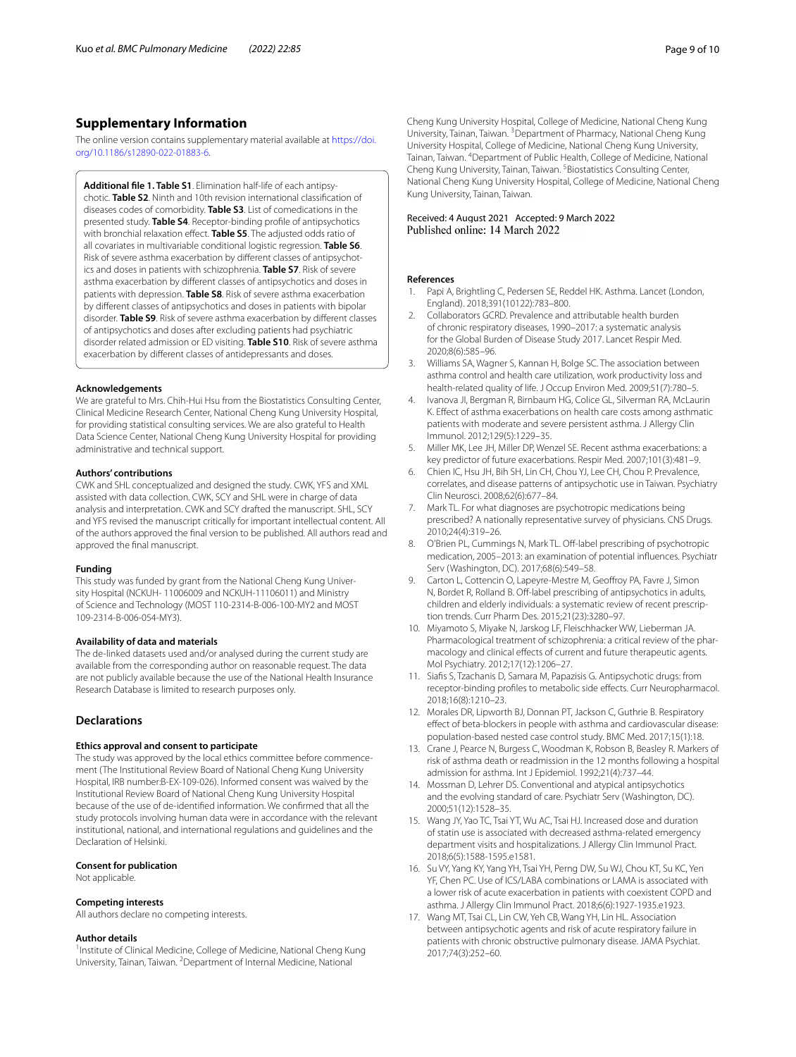## Supplementary Information

The online version contains supplementary material available at https://doi.org/10.1186/s12890-022-01883-6.

**Additional file 1. Table S1**. Elimination half-life of each antipsychotic. **Table S2**. Ninth and 10th revision international classification of diseases codes of comorbidity. **Table S3**. List of comedications in the presented study. **Table S4**. Receptor-binding profile of antipsychotics with bronchial relaxation effect. **Table S5**. The adjusted odds ratio of all covariates in multivariable conditional logistic regression. **Table S6**. Risk of severe asthma exacerbation by different classes of antipsychotics and doses in patients with schizophrenia. **Table S7**. Risk of severe asthma exacerbation by different classes of antipsychotics and doses in patients with depression. **Table S8**. Risk of severe asthma exacerbation by different classes of antipsychotics and doses in patients with bipolar disorder. **Table S9**. Risk of severe asthma exacerbation by different classes of antipsychotics and doses after excluding patients had psychiatric disorder related admission or ED visiting. **Table S10**. Risk of severe asthma exacerbation by different classes of antidepressants and doses.

#### Acknowledgements

We are grateful to Mrs. Chih-Hui Hsu from the Biostatistics Consulting Center, Clinical Medicine Research Center, National Cheng Kung University Hospital, for providing statistical consulting services. We are also grateful to Health Data Science Center, National Cheng Kung University Hospital for providing administrative and technical support.

#### Authors' contributions

CWK and SHL conceptualized and designed the study. CWK, YFS and XML assisted with data collection. CWK, SCY and SHL were in charge of data analysis and interpretation. CWK and SCY drafted the manuscript. SHL, SCY and YFS revised the manuscript critically for important intellectual content. All of the authors approved the final version to be published. All authors read and approved the final manuscript.

#### Funding

This study was funded by grant from the National Cheng Kung University Hospital (NCKUH- 11006009 and NCKUH-11106011) and Ministry of Science and Technology (MOST 110-2314-B-006-100-MY2 and MOST 109-2314-B-006-054-MY3).

#### Availability of data and materials

The de-linked datasets used and/or analysed during the current study are available from the corresponding author on reasonable request. The data are not publicly available because the use of the National Health Insurance Research Database is limited to research purposes only.

## Declarations

#### Ethics approval and consent to participate

The study was approved by the local ethics committee before commencement (The Institutional Review Board of National Cheng Kung University Hospital, IRB number:B-EX-109-026). Informed consent was waived by the Institutional Review Board of National Cheng Kung University Hospital because of the use of de-identified information. We confirmed that all the study protocols involving human data were in accordance with the relevant institutional, national, and international regulations and guidelines and the Declaration of Helsinki.

#### Consent for publication

Not applicable.

#### Competing interests

All authors declare no competing interests.

#### Author details

[1]Institute of Clinical Medicine, College of Medicine, National Cheng Kung University, Tainan, Taiwan. [2]Department of Internal Medicine, National Cheng Kung University Hospital, College of Medicine, National Cheng Kung University, Tainan, Taiwan. [3]Department of Pharmacy, National Cheng Kung University Hospital, College of Medicine, National Cheng Kung University, Tainan, Taiwan. [4]Department of Public Health, College of Medicine, National Cheng Kung University, Tainan, Taiwan. [5]Biostatistics Consulting Center, National Cheng Kung University Hospital, College of Medicine, National Cheng Kung University, Tainan, Taiwan.

Received: 4 August 2021 Accepted: 9 March 2022
Published online: 14 March 2022

#### References

1. Papi A, Brightling C, Pedersen SE, Reddel HK. Asthma. Lancet (London, England). 2018;391(10122):783–800.
2. Collaborators GCRD. Prevalence and attributable health burden of chronic respiratory diseases, 1990–2017: a systematic analysis for the Global Burden of Disease Study 2017. Lancet Respir Med. 2020;8(6):585–96.
3. Williams SA, Wagner S, Kannan H, Bolge SC. The association between asthma control and health care utilization, work productivity loss and health-related quality of life. J Occup Environ Med. 2009;51(7):780–5.
4. Ivanova JI, Bergman R, Birnbaum HG, Colice GL, Silverman RA, McLaurin K. Effect of asthma exacerbations on health care costs among asthmatic patients with moderate and severe persistent asthma. J Allergy Clin Immunol. 2012;129(5):1229–35.
5. Miller MK, Lee JH, Miller DP, Wenzel SE. Recent asthma exacerbations: a key predictor of future exacerbations. Respir Med. 2007;101(3):481–9.
6. Chien IC, Hsu JH, Bih SH, Lin CH, Chou YJ, Lee CH, Chou P. Prevalence, correlates, and disease patterns of antipsychotic use in Taiwan. Psychiatry Clin Neurosci. 2008;62(6):677–84.
7. Mark TL. For what diagnoses are psychotropic medications being prescribed? A nationally representative survey of physicians. CNS Drugs. 2010;24(4):319–26.
8. O'Brien PL, Cummings N, Mark TL. Off-label prescribing of psychotropic medication, 2005–2013: an examination of potential influences. Psychiatr Serv (Washington, DC). 2017;68(6):549–58.
9. Carton L, Cottencin O, Lapeyre-Mestre M, Geoffroy PA, Favre J, Simon N, Bordet R, Rolland B. Off-label prescribing of antipsychotics in adults, children and elderly individuals: a systematic review of recent prescription trends. Curr Pharm Des. 2015;21(23):3280–97.
10. Miyamoto S, Miyake N, Jarskog LF, Fleischhacker WW, Lieberman JA. Pharmacological treatment of schizophrenia: a critical review of the pharmacology and clinical effects of current and future therapeutic agents. Mol Psychiatry. 2012;17(12):1206–27.
11. Siafis S, Tzachanis D, Samara M, Papazisis G. Antipsychotic drugs: from receptor-binding profiles to metabolic side effects. Curr Neuropharmacol. 2018;16(8):1210–23.
12. Morales DR, Lipworth BJ, Donnan PT, Jackson C, Guthrie B. Respiratory effect of beta-blockers in people with asthma and cardiovascular disease: population-based nested case control study. BMC Med. 2017;15(1):18.
13. Crane J, Pearce N, Burgess C, Woodman K, Robson B, Beasley R. Markers of risk of asthma death or readmission in the 12 months following a hospital admission for asthma. Int J Epidemiol. 1992;21(4):737–44.
14. Mossman D, Lehrer DS. Conventional and atypical antipsychotics and the evolving standard of care. Psychiatr Serv (Washington, DC). 2000;51(12):1528–35.
15. Wang JY, Yao TC, Tsai YT, Wu AC, Tsai HJ. Increased dose and duration of statin use is associated with decreased asthma-related emergency department visits and hospitalizations. J Allergy Clin Immunol Pract. 2018;6(5):1588-1595.e1581.
16. Su VY, Yang KY, Yang YH, Tsai YH, Perng DW, Su WJ, Chou KT, Su KC, Yen YF, Chen PC. Use of ICS/LABA combinations or LAMA is associated with a lower risk of acute exacerbation in patients with coexistent COPD and asthma. J Allergy Clin Immunol Pract. 2018;6(6):1927-1935.e1923.
17. Wang MT, Tsai CL, Lin CW, Yeh CB, Wang YH, Lin HL. Association between antipsychotic agents and risk of acute respiratory failure in patients with chronic obstructive pulmonary disease. JAMA Psychiat. 2017;74(3):252–60.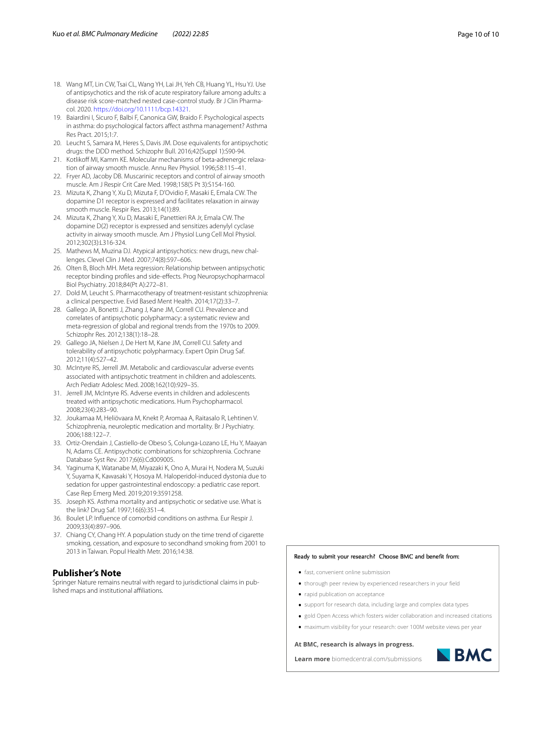18. Wang MT, Lin CW, Tsai CL, Wang YH, Lai JH, Yeh CB, Huang YL, Hsu YJ. Use of antipsychotics and the risk of acute respiratory failure among adults: a disease risk score-matched nested case-control study. Br J Clin Pharmacol. 2020. https://doi.org/10.1111/bcp.14321.
19. Baiardini I, Sicuro F, Balbi F, Canonica GW, Braido F. Psychological aspects in asthma: do psychological factors affect asthma management? Asthma Res Pract. 2015;1:7.
20. Leucht S, Samara M, Heres S, Davis JM. Dose equivalents for antipsychotic drugs: the DDD method. Schizophr Bull. 2016;42(Suppl 1):S90-94.
21. Kotlikoff MI, Kamm KE. Molecular mechanisms of beta-adrenergic relaxation of airway smooth muscle. Annu Rev Physiol. 1996;58:115–41.
22. Fryer AD, Jacoby DB. Muscarinic receptors and control of airway smooth muscle. Am J Respir Crit Care Med. 1998;158(5 Pt 3):S154-160.
23. Mizuta K, Zhang Y, Xu D, Mizuta F, D'Ovidio F, Masaki E, Emala CW. The dopamine D1 receptor is expressed and facilitates relaxation in airway smooth muscle. Respir Res. 2013;14(1):89.
24. Mizuta K, Zhang Y, Xu D, Masaki E, Panettieri RA Jr, Emala CW. The dopamine D(2) receptor is expressed and sensitizes adenylyl cyclase activity in airway smooth muscle. Am J Physiol Lung Cell Mol Physiol. 2012;302(3):L316-324.
25. Mathews M, Muzina DJ. Atypical antipsychotics: new drugs, new challenges. Clevel Clin J Med. 2007;74(8):597–606.
26. Olten B, Bloch MH. Meta regression: Relationship between antipsychotic receptor binding profiles and side-effects. Prog Neuropsychopharmacol Biol Psychiatry. 2018;84(Pt A):272–81.
27. Dold M, Leucht S. Pharmacotherapy of treatment-resistant schizophrenia: a clinical perspective. Evid Based Ment Health. 2014;17(2):33–7.
28. Gallego JA, Bonetti J, Zhang J, Kane JM, Correll CU. Prevalence and correlates of antipsychotic polypharmacy: a systematic review and meta-regression of global and regional trends from the 1970s to 2009. Schizophr Res. 2012;138(1):18–28.
29. Gallego JA, Nielsen J, De Hert M, Kane JM, Correll CU. Safety and tolerability of antipsychotic polypharmacy. Expert Opin Drug Saf. 2012;11(4):527–42.
30. McIntyre RS, Jerrell JM. Metabolic and cardiovascular adverse events associated with antipsychotic treatment in children and adolescents. Arch Pediatr Adolesc Med. 2008;162(10):929–35.
31. Jerrell JM, McIntyre RS. Adverse events in children and adolescents treated with antipsychotic medications. Hum Psychopharmacol. 2008;23(4):283–90.
32. Joukamaa M, Heliövaara M, Knekt P, Aromaa A, Raitasalo R, Lehtinen V. Schizophrenia, neuroleptic medication and mortality. Br J Psychiatry. 2006;188:122–7.
33. Ortiz-Orendain J, Castiello-de Obeso S, Colunga-Lozano LE, Hu Y, Maayan N, Adams CE. Antipsychotic combinations for schizophrenia. Cochrane Database Syst Rev. 2017;6(6):Cd009005.
34. Yaginuma K, Watanabe M, Miyazaki K, Ono A, Murai H, Nodera M, Suzuki Y, Suyama K, Kawasaki Y, Hosoya M. Haloperidol-induced dystonia due to sedation for upper gastrointestinal endoscopy: a pediatric case report. Case Rep Emerg Med. 2019;2019:3591258.
35. Joseph KS. Asthma mortality and antipsychotic or sedative use. What is the link? Drug Saf. 1997;16(6):351–4.
36. Boulet LP. Influence of comorbid conditions on asthma. Eur Respir J. 2009;33(4):897–906.
37. Chiang CY, Chang HY. A population study on the time trend of cigarette smoking, cessation, and exposure to secondhand smoking from 2001 to 2013 in Taiwan. Popul Health Metr. 2016;14:38.

## Publisher's Note

Springer Nature remains neutral with regard to jurisdictional claims in published maps and institutional affiliations.

Ready to submit your research? Choose BMC and benefit from:

- fast, convenient online submission
- thorough peer review by experienced researchers in your field
- rapid publication on acceptance
- support for research data, including large and complex data types
- gold Open Access which fosters wider collaboration and increased citations
- maximum visibility for your research: over 100M website views per year

**At BMC, research is always in progress.**

**Learn more** biomedcentral.com/submissions

BMC